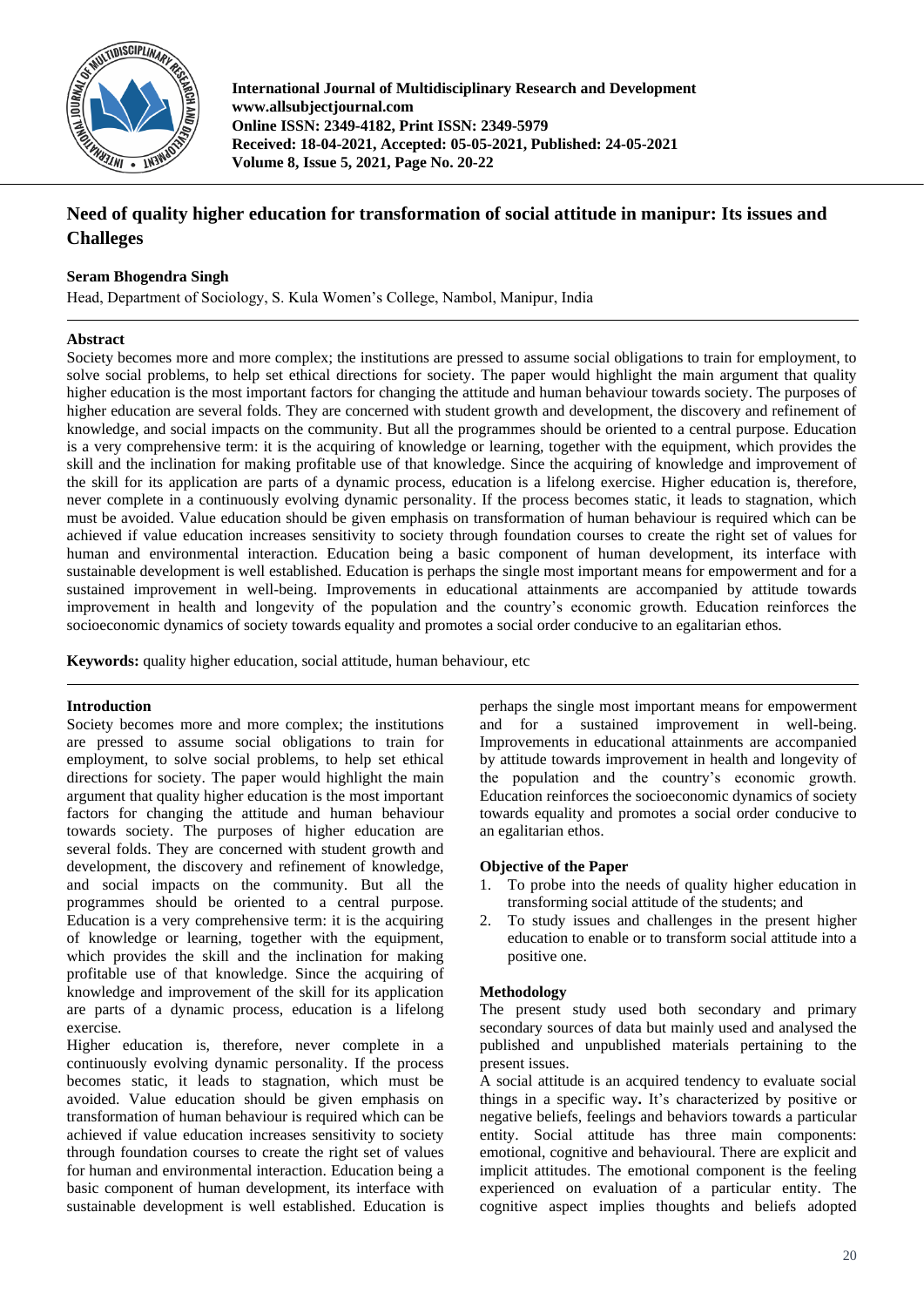# Need of quality higher education for transformation of social attitude in manipur: Its issues and Challeges

**Seram Bhogendra Singh**

Head, Department of Sociology, S. Kula Women's College, Nambol, Manipur, India

## Abstract

Society becomes more and more complex; the institutions are pressed to assume social obligations to train for employment, to solve social problems, to help set ethical directions for society. The paper would highlight the main argument that quality higher education is the most important factors for changing the attitude and human behaviour towards society. The purposes of higher education are several folds. They are concerned with student growth and development, the discovery and refinement of knowledge, and social impacts on the community. But all the programmes should be oriented to a central purpose. Education is a very comprehensive term: it is the acquiring of knowledge or learning, together with the equipment, which provides the skill and the inclination for making profitable use of that knowledge. Since the acquiring of knowledge and improvement of the skill for its application are parts of a dynamic process, education is a lifelong exercise. Higher education is, therefore, never complete in a continuously evolving dynamic personality. If the process becomes static, it leads to stagnation, which must be avoided. Value education should be given emphasis on transformation of human behaviour is required which can be achieved if value education increases sensitivity to society through foundation courses to create the right set of values for human and environmental interaction. Education being a basic component of human development, its interface with sustainable development is well established. Education is perhaps the single most important means for empowerment and for a sustained improvement in well-being. Improvements in educational attainments are accompanied by attitude towards improvement in health and longevity of the population and the country's economic growth. Education reinforces the socioeconomic dynamics of society towards equality and promotes a social order conducive to an egalitarian ethos.

**Keywords:** quality higher education, social attitude, human behaviour, etc

## Introduction

Society becomes more and more complex; the institutions are pressed to assume social obligations to train for employment, to solve social problems, to help set ethical directions for society. The paper would highlight the main argument that quality higher education is the most important factors for changing the attitude and human behaviour towards society. The purposes of higher education are several folds. They are concerned with student growth and development, the discovery and refinement of knowledge, and social impacts on the community. But all the programmes should be oriented to a central purpose. Education is a very comprehensive term: it is the acquiring of knowledge or learning, together with the equipment, which provides the skill and the inclination for making profitable use of that knowledge. Since the acquiring of knowledge and improvement of the skill for its application are parts of a dynamic process, education is a lifelong exercise.

Higher education is, therefore, never complete in a continuously evolving dynamic personality. If the process becomes static, it leads to stagnation, which must be avoided. Value education should be given emphasis on transformation of human behaviour is required which can be achieved if value education increases sensitivity to society through foundation courses to create the right set of values for human and environmental interaction. Education being a basic component of human development, its interface with sustainable development is well established. Education is perhaps the single most important means for empowerment and for a sustained improvement in well-being. Improvements in educational attainments are accompanied by attitude towards improvement in health and longevity of the population and the country's economic growth. Education reinforces the socioeconomic dynamics of society towards equality and promotes a social order conducive to an egalitarian ethos.

## Objective of the Paper

1. To probe into the needs of quality higher education in transforming social attitude of the students; and
2. To study issues and challenges in the present higher education to enable or to transform social attitude into a positive one.

## Methodology

The present study used both secondary and primary secondary sources of data but mainly used and analysed the published and unpublished materials pertaining to the present issues.

A social attitude is an acquired tendency to evaluate social things in a specific way**.** It's characterized by positive or negative beliefs, feelings and behaviors towards a particular entity. Social attitude has three main components: emotional, cognitive and behavioural. There are explicit and implicit attitudes. The emotional component is the feeling experienced on evaluation of a particular entity. The cognitive aspect implies thoughts and beliefs adopted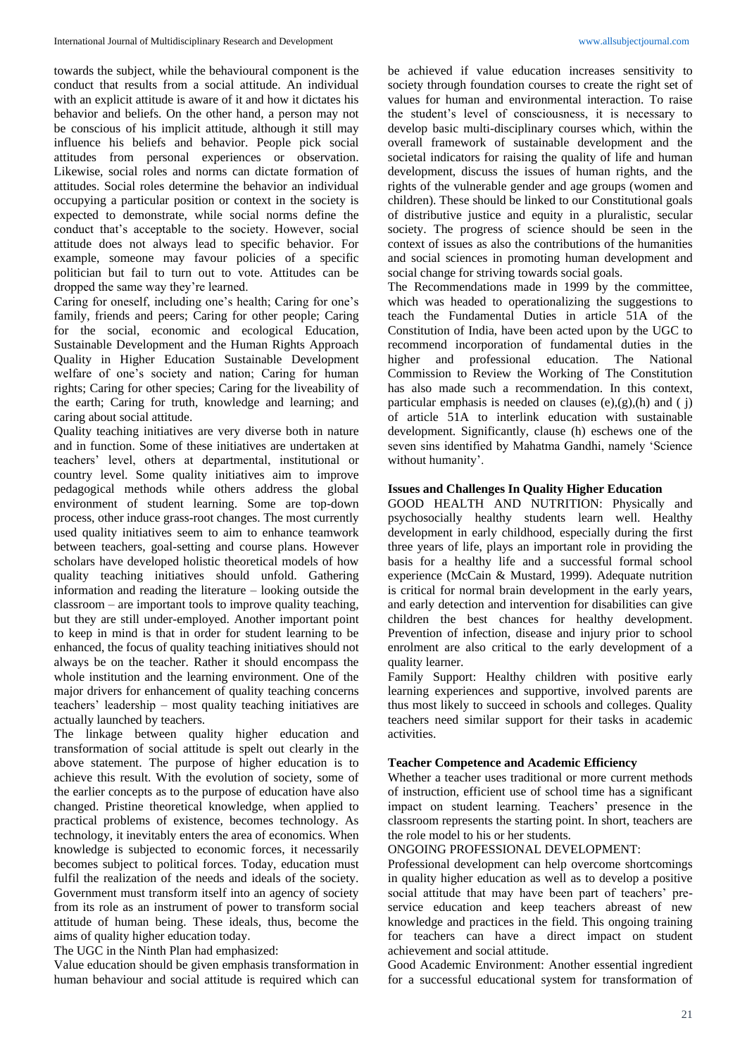towards the subject, while the behavioural component is the conduct that results from a social attitude. An individual with an explicit attitude is aware of it and how it dictates his behavior and beliefs. On the other hand, a person may not be conscious of his implicit attitude, although it still may influence his beliefs and behavior. People pick social attitudes from personal experiences or observation. Likewise, social roles and norms can dictate formation of attitudes. Social roles determine the behavior an individual occupying a particular position or context in the society is expected to demonstrate, while social norms define the conduct that's acceptable to the society. However, social attitude does not always lead to specific behavior. For example, someone may favour policies of a specific politician but fail to turn out to vote. Attitudes can be dropped the same way they're learned.

Caring for oneself, including one's health; Caring for one's family, friends and peers; Caring for other people; Caring for the social, economic and ecological Education, Sustainable Development and the Human Rights Approach Quality in Higher Education Sustainable Development welfare of one's society and nation; Caring for human rights; Caring for other species; Caring for the liveability of the earth; Caring for truth, knowledge and learning; and caring about social attitude.

Quality teaching initiatives are very diverse both in nature and in function. Some of these initiatives are undertaken at teachers' level, others at departmental, institutional or country level. Some quality initiatives aim to improve pedagogical methods while others address the global environment of student learning. Some are top-down process, other induce grass-root changes. The most currently used quality initiatives seem to aim to enhance teamwork between teachers, goal-setting and course plans. However scholars have developed holistic theoretical models of how quality teaching initiatives should unfold. Gathering information and reading the literature – looking outside the classroom – are important tools to improve quality teaching, but they are still under-employed. Another important point to keep in mind is that in order for student learning to be enhanced, the focus of quality teaching initiatives should not always be on the teacher. Rather it should encompass the whole institution and the learning environment. One of the major drivers for enhancement of quality teaching concerns teachers' leadership – most quality teaching initiatives are actually launched by teachers.

The linkage between quality higher education and transformation of social attitude is spelt out clearly in the above statement. The purpose of higher education is to achieve this result. With the evolution of society, some of the earlier concepts as to the purpose of education have also changed. Pristine theoretical knowledge, when applied to practical problems of existence, becomes technology. As technology, it inevitably enters the area of economics. When knowledge is subjected to economic forces, it necessarily becomes subject to political forces. Today, education must fulfil the realization of the needs and ideals of the society. Government must transform itself into an agency of society from its role as an instrument of power to transform social attitude of human being. These ideals, thus, become the aims of quality higher education today.

The UGC in the Ninth Plan had emphasized:

Value education should be given emphasis transformation in human behaviour and social attitude is required which can be achieved if value education increases sensitivity to society through foundation courses to create the right set of values for human and environmental interaction. To raise the student's level of consciousness, it is necessary to develop basic multi-disciplinary courses which, within the overall framework of sustainable development and the societal indicators for raising the quality of life and human development, discuss the issues of human rights, and the rights of the vulnerable gender and age groups (women and children). These should be linked to our Constitutional goals of distributive justice and equity in a pluralistic, secular society. The progress of science should be seen in the context of issues as also the contributions of the humanities and social sciences in promoting human development and social change for striving towards social goals.

The Recommendations made in 1999 by the committee, which was headed to operationalizing the suggestions to teach the Fundamental Duties in article 51A of the Constitution of India, have been acted upon by the UGC to recommend incorporation of fundamental duties in the higher and professional education. The National Commission to Review the Working of The Constitution has also made such a recommendation. In this context, particular emphasis is needed on clauses (e),(g),(h) and ( j) of article 51A to interlink education with sustainable development. Significantly, clause (h) eschews one of the seven sins identified by Mahatma Gandhi, namely 'Science without humanity'.

### Issues and Challenges In Quality Higher Education

GOOD HEALTH AND NUTRITION: Physically and psychosocially healthy students learn well. Healthy development in early childhood, especially during the first three years of life, plays an important role in providing the basis for a healthy life and a successful formal school experience (McCain & Mustard, 1999). Adequate nutrition is critical for normal brain development in the early years, and early detection and intervention for disabilities can give children the best chances for healthy development. Prevention of infection, disease and injury prior to school enrolment are also critical to the early development of a quality learner.

Family Support: Healthy children with positive early learning experiences and supportive, involved parents are thus most likely to succeed in schools and colleges. Quality teachers need similar support for their tasks in academic activities.

### Teacher Competence and Academic Efficiency

Whether a teacher uses traditional or more current methods of instruction, efficient use of school time has a significant impact on student learning. Teachers' presence in the classroom represents the starting point. In short, teachers are the role model to his or her students.

ONGOING PROFESSIONAL DEVELOPMENT:

Professional development can help overcome shortcomings in quality higher education as well as to develop a positive social attitude that may have been part of teachers' pre-service education and keep teachers abreast of new knowledge and practices in the field. This ongoing training for teachers can have a direct impact on student achievement and social attitude.

Good Academic Environment: Another essential ingredient for a successful educational system for transformation of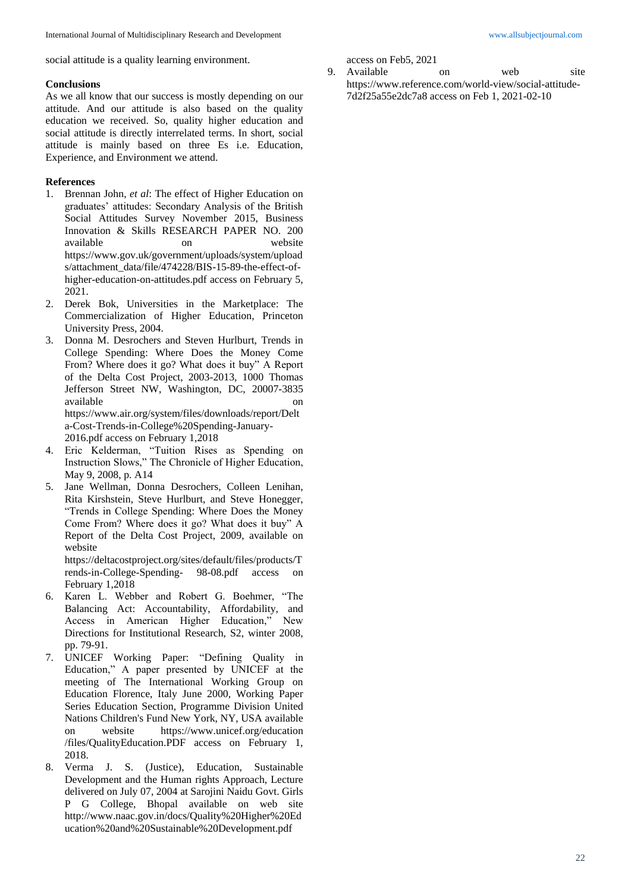social attitude is a quality learning environment.

## Conclusions

As we all know that our success is mostly depending on our attitude. And our attitude is also based on the quality education we received. So, quality higher education and social attitude is directly interrelated terms. In short, social attitude is mainly based on three Es i.e. Education, Experience, and Environment we attend.

## References

1. Brennan John, *et al*: The effect of Higher Education on graduates' attitudes: Secondary Analysis of the British Social Attitudes Survey November 2015, Business Innovation & Skills RESEARCH PAPER NO. 200 available on website https://www.gov.uk/government/uploads/system/uploads/attachment_data/file/474228/BIS-15-89-the-effect-of-higher-education-on-attitudes.pdf access on February 5, 2021.
2. Derek Bok, Universities in the Marketplace: The Commercialization of Higher Education, Princeton University Press, 2004.
3. Donna M. Desrochers and Steven Hurlburt, Trends in College Spending: Where Does the Money Come From? Where does it go? What does it buy" A Report of the Delta Cost Project, 2003-2013, 1000 Thomas Jefferson Street NW, Washington, DC, 20007-3835 available on https://www.air.org/system/files/downloads/report/Delta-Cost-Trends-in-College%20Spending-January-2016.pdf access on February 1,2018
4. Eric Kelderman, "Tuition Rises as Spending on Instruction Slows," The Chronicle of Higher Education, May 9, 2008, p. A14
5. Jane Wellman, Donna Desrochers, Colleen Lenihan, Rita Kirshstein, Steve Hurlburt, and Steve Honegger, "Trends in College Spending: Where Does the Money Come From? Where does it go? What does it buy" A Report of the Delta Cost Project, 2009, available on website https://deltacostproject.org/sites/default/files/products/Trends-in-College-Spending- 98-08.pdf access on February 1,2018
6. Karen L. Webber and Robert G. Boehmer, "The Balancing Act: Accountability, Affordability, and Access in American Higher Education," New Directions for Institutional Research, S2, winter 2008, pp. 79-91.
7. UNICEF Working Paper: "Defining Quality in Education," A paper presented by UNICEF at the meeting of The International Working Group on Education Florence, Italy June 2000, Working Paper Series Education Section, Programme Division United Nations Children's Fund New York, NY, USA available on website https://www.unicef.org/education/files/QualityEducation.PDF access on February 1, 2018.
8. Verma J. S. (Justice), Education, Sustainable Development and the Human rights Approach, Lecture delivered on July 07, 2004 at Sarojini Naidu Govt. Girls P G College, Bhopal available on web site http://www.naac.gov.in/docs/Quality%20Higher%20Education%20and%20Sustainable%20Development.pdf access on Feb5, 2021
9. Available on web site https://www.reference.com/world-view/social-attitude-7d2f25a55e2dc7a8 access on Feb 1, 2021-02-10